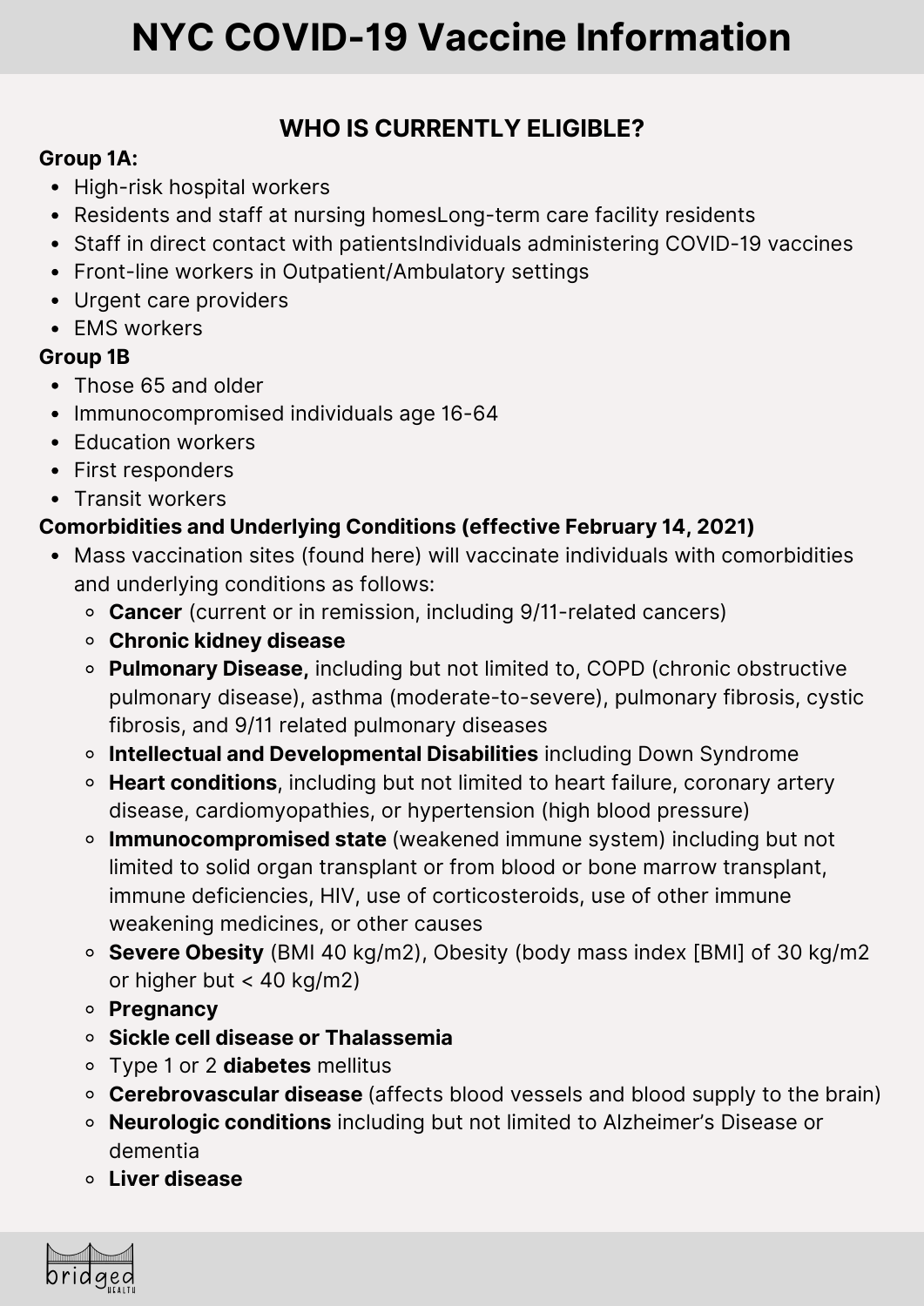# NYC COVID-19 Vaccine Information

## WHO IS CURRENTLY ELIGIBLE?

**Group 1A:**

- High-risk hospital workers
- Residents and staff at nursing homesLong-term care facility residents
- Staff in direct contact with patientsIndividuals administering COVID-19 vaccines
- Front-line workers in Outpatient/Ambulatory settings
- Urgent care providers
- EMS workers

**Group 1B**

- Those 65 and older
- Immunocompromised individuals age 16-64
- Education workers
- First responders
- Transit workers

**Comorbidities and Underlying Conditions (effective February 14, 2021)**

- Mass vaccination sites (found here) will vaccinate individuals with comorbidities and underlying conditions as follows:
  - **Cancer** (current or in remission, including 9/11-related cancers)
  - **Chronic kidney disease**
  - **Pulmonary Disease,** including but not limited to, COPD (chronic obstructive pulmonary disease), asthma (moderate-to-severe), pulmonary fibrosis, cystic fibrosis, and 9/11 related pulmonary diseases
  - **Intellectual and Developmental Disabilities** including Down Syndrome
  - **Heart conditions**, including but not limited to heart failure, coronary artery disease, cardiomyopathies, or hypertension (high blood pressure)
  - **Immunocompromised state** (weakened immune system) including but not limited to solid organ transplant or from blood or bone marrow transplant, immune deficiencies, HIV, use of corticosteroids, use of other immune weakening medicines, or other causes
  - **Severe Obesity** (BMI 40 kg/m2), Obesity (body mass index [BMI] of 30 kg/m2 or higher but < 40 kg/m2)
  - **Pregnancy**
  - **Sickle cell disease or Thalassemia**
  - Type 1 or 2 **diabetes** mellitus
  - **Cerebrovascular disease** (affects blood vessels and blood supply to the brain)
  - **Neurologic conditions** including but not limited to Alzheimer's Disease or dementia
  - **Liver disease**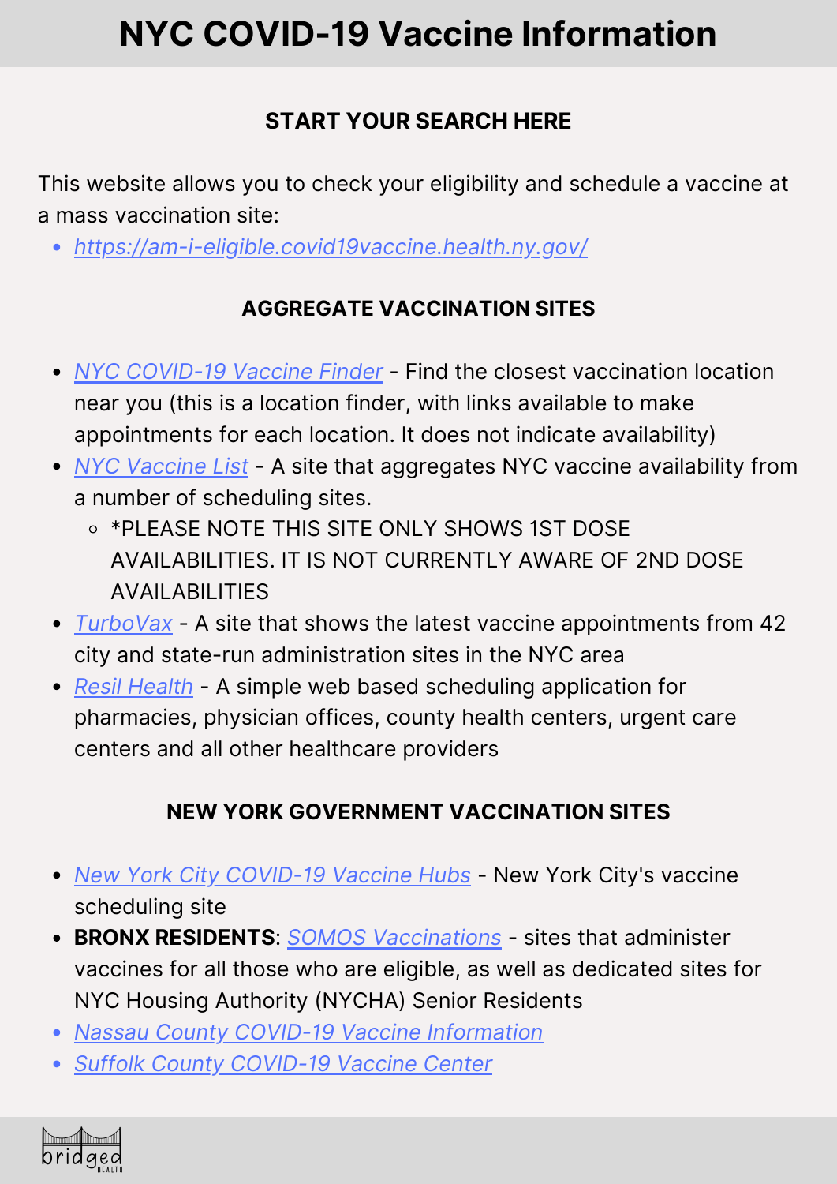# NYC COVID-19 Vaccine Information

### START YOUR SEARCH HERE

This website allows you to check your eligibility and schedule a vaccine at a mass vaccination site:

- *https://am-i-eligible.covid19vaccine.health.ny.gov/*

### AGGREGATE VACCINATION SITES

- *NYC COVID-19 Vaccine Finder* - Find the closest vaccination location near you (this is a location finder, with links available to make appointments for each location. It does not indicate availability)
- *NYC Vaccine List* - A site that aggregates NYC vaccine availability from a number of scheduling sites.
  - *PLEASE NOTE THIS SITE ONLY SHOWS 1ST DOSE AVAILABILITIES. IT IS NOT CURRENTLY AWARE OF 2ND DOSE AVAILABILITIES
- *TurboVax* - A site that shows the latest vaccine appointments from 42 city and state-run administration sites in the NYC area
- *Resil Health* - A simple web based scheduling application for pharmacies, physician offices, county health centers, urgent care centers and all other healthcare providers

### NEW YORK GOVERNMENT VACCINATION SITES

- *New York City COVID-19 Vaccine Hubs* - New York City's vaccine scheduling site
- **BRONX RESIDENTS**: *SOMOS Vaccinations* - sites that administer vaccines for all those who are eligible, as well as dedicated sites for NYC Housing Authority (NYCHA) Senior Residents
- *Nassau County COVID-19 Vaccine Information*
- *Suffolk County COVID-19 Vaccine Center*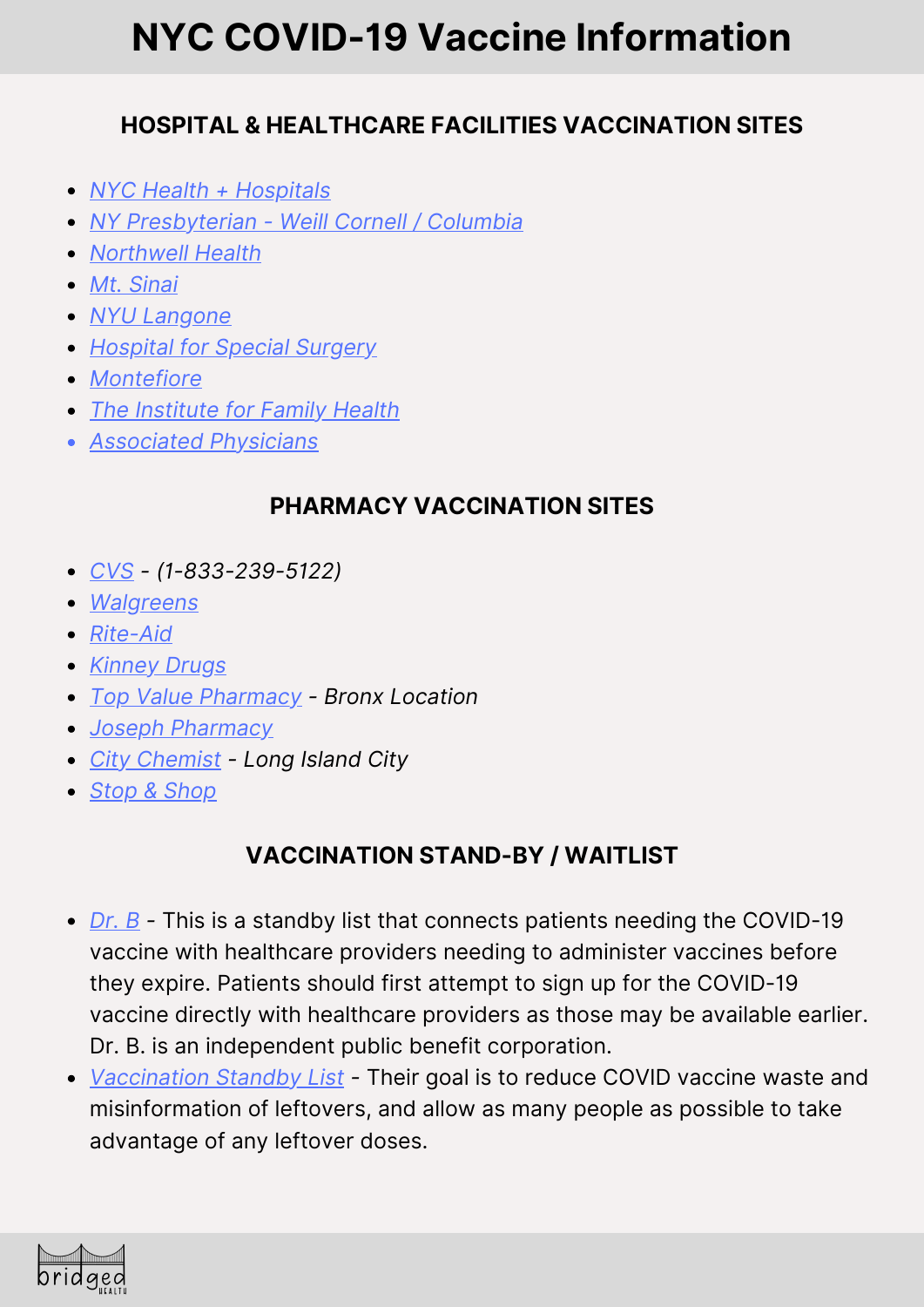# NYC COVID-19 Vaccine Information

## HOSPITAL & HEALTHCARE FACILITIES VACCINATION SITES

- *NYC Health + Hospitals*
- *NY Presbyterian - Weill Cornell / Columbia*
- *Northwell Health*
- *Mt. Sinai*
- *NYU Langone*
- *Hospital for Special Surgery*
- *Montefiore*
- *The Institute for Family Health*
- *Associated Physicians*

## PHARMACY VACCINATION SITES

- *CVS - (1-833-239-5122)*
- *Walgreens*
- *Rite-Aid*
- *Kinney Drugs*
- *Top Value Pharmacy - Bronx Location*
- *Joseph Pharmacy*
- *City Chemist - Long Island City*
- *Stop & Shop*

## VACCINATION STAND-BY / WAITLIST

- *Dr. B* - This is a standby list that connects patients needing the COVID-19 vaccine with healthcare providers needing to administer vaccines before they expire. Patients should first attempt to sign up for the COVID-19 vaccine directly with healthcare providers as those may be available earlier. Dr. B. is an independent public benefit corporation.
- *Vaccination Standby List* - Their goal is to reduce COVID vaccine waste and misinformation of leftovers, and allow as many people as possible to take advantage of any leftover doses.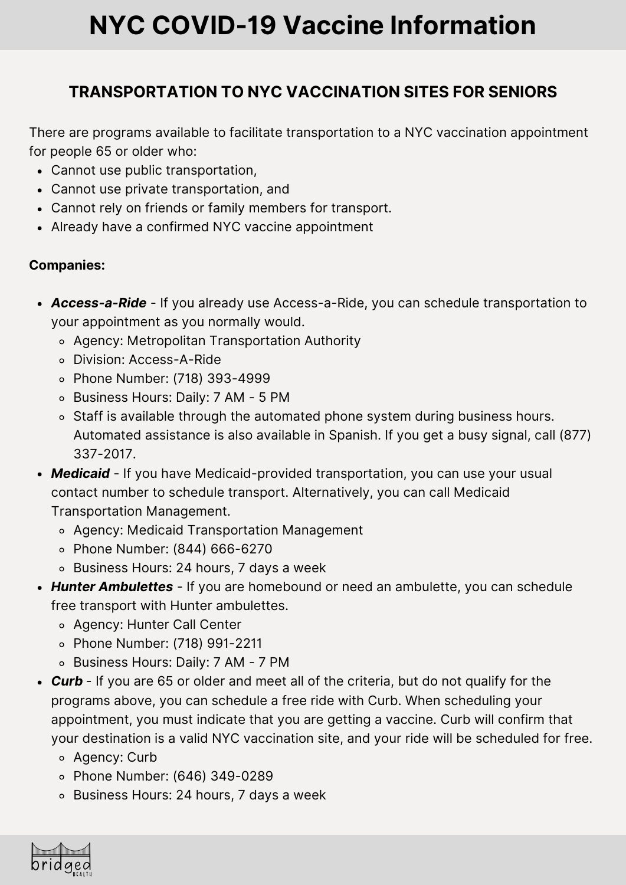# NYC COVID-19 Vaccine Information

## TRANSPORTATION TO NYC VACCINATION SITES FOR SENIORS

There are programs available to facilitate transportation to a NYC vaccination appointment for people 65 or older who:

- Cannot use public transportation,
- Cannot use private transportation, and
- Cannot rely on friends or family members for transport.
- Already have a confirmed NYC vaccine appointment

**Companies:**

- ***Access-a-Ride*** - If you already use Access-a-Ride, you can schedule transportation to your appointment as you normally would.
  - Agency: Metropolitan Transportation Authority
  - Division: Access-A-Ride
  - Phone Number: (718) 393-4999
  - Business Hours: Daily: 7 AM - 5 PM
  - Staff is available through the automated phone system during business hours. Automated assistance is also available in Spanish. If you get a busy signal, call (877) 337-2017.
- ***Medicaid*** - If you have Medicaid-provided transportation, you can use your usual contact number to schedule transport. Alternatively, you can call Medicaid Transportation Management.
  - Agency: Medicaid Transportation Management
  - Phone Number: (844) 666-6270
  - Business Hours: 24 hours, 7 days a week
- ***Hunter Ambulettes*** - If you are homebound or need an ambulette, you can schedule free transport with Hunter ambulettes.
  - Agency: Hunter Call Center
  - Phone Number: (718) 991-2211
  - Business Hours: Daily: 7 AM - 7 PM
- ***Curb*** - If you are 65 or older and meet all of the criteria, but do not qualify for the programs above, you can schedule a free ride with Curb. When scheduling your appointment, you must indicate that you are getting a vaccine. Curb will confirm that your destination is a valid NYC vaccination site, and your ride will be scheduled for free.
  - Agency: Curb
  - Phone Number: (646) 349-0289
  - Business Hours: 24 hours, 7 days a week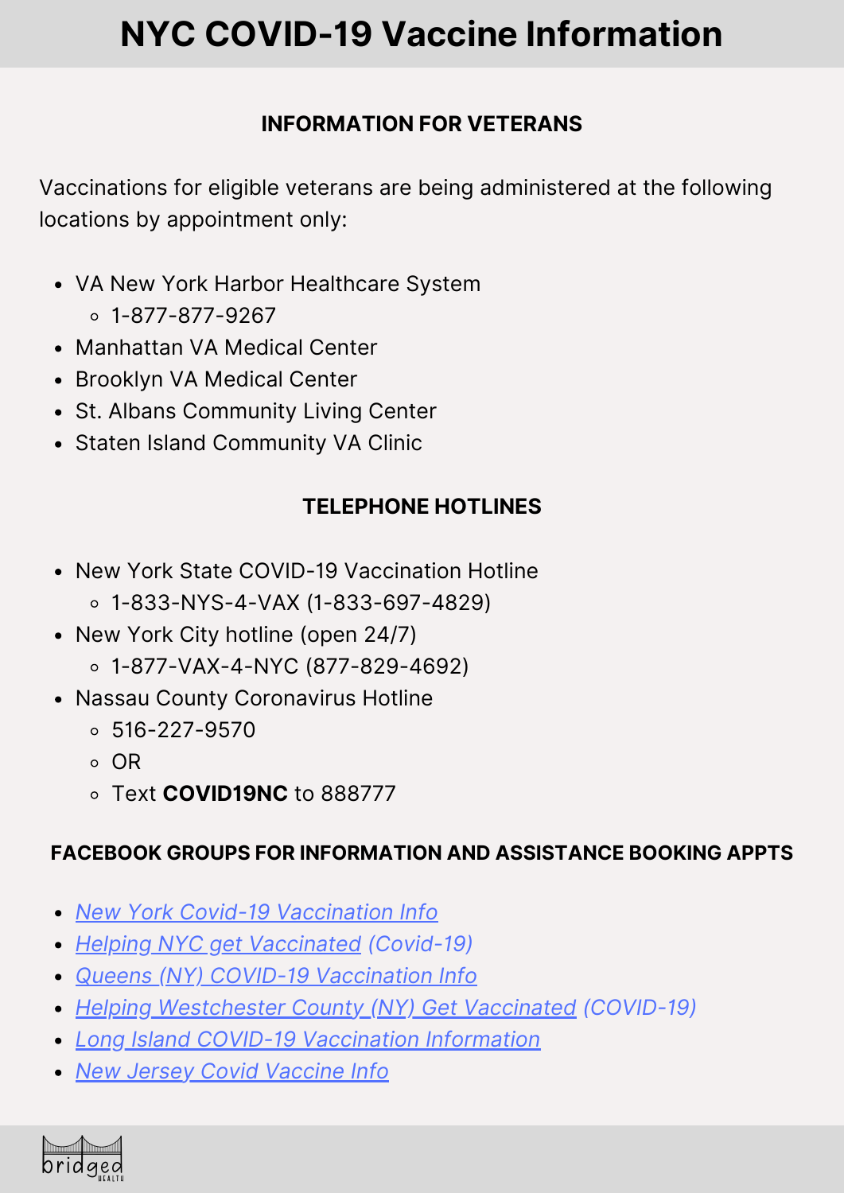# NYC COVID-19 Vaccine Information

## INFORMATION FOR VETERANS

Vaccinations for eligible veterans are being administered at the following locations by appointment only:

- VA New York Harbor Healthcare System
  - 1-877-877-9267
- Manhattan VA Medical Center
- Brooklyn VA Medical Center
- St. Albans Community Living Center
- Staten Island Community VA Clinic

## TELEPHONE HOTLINES

- New York State COVID-19 Vaccination Hotline
  - 1-833-NYS-4-VAX (1-833-697-4829)
- New York City hotline (open 24/7)
  - 1-877-VAX-4-NYC (877-829-4692)
- Nassau County Coronavirus Hotline
  - 516-227-9570
  - OR
  - Text **COVID19NC** to 888777

## FACEBOOK GROUPS FOR INFORMATION AND ASSISTANCE BOOKING APPTS

- *New York Covid-19 Vaccination Info*
- *Helping NYC get Vaccinated (Covid-19)*
- *Queens (NY) COVID-19 Vaccination Info*
- *Helping Westchester County (NY) Get Vaccinated (COVID-19)*
- *Long Island COVID-19 Vaccination Information*
- *New Jersey Covid Vaccine Info*